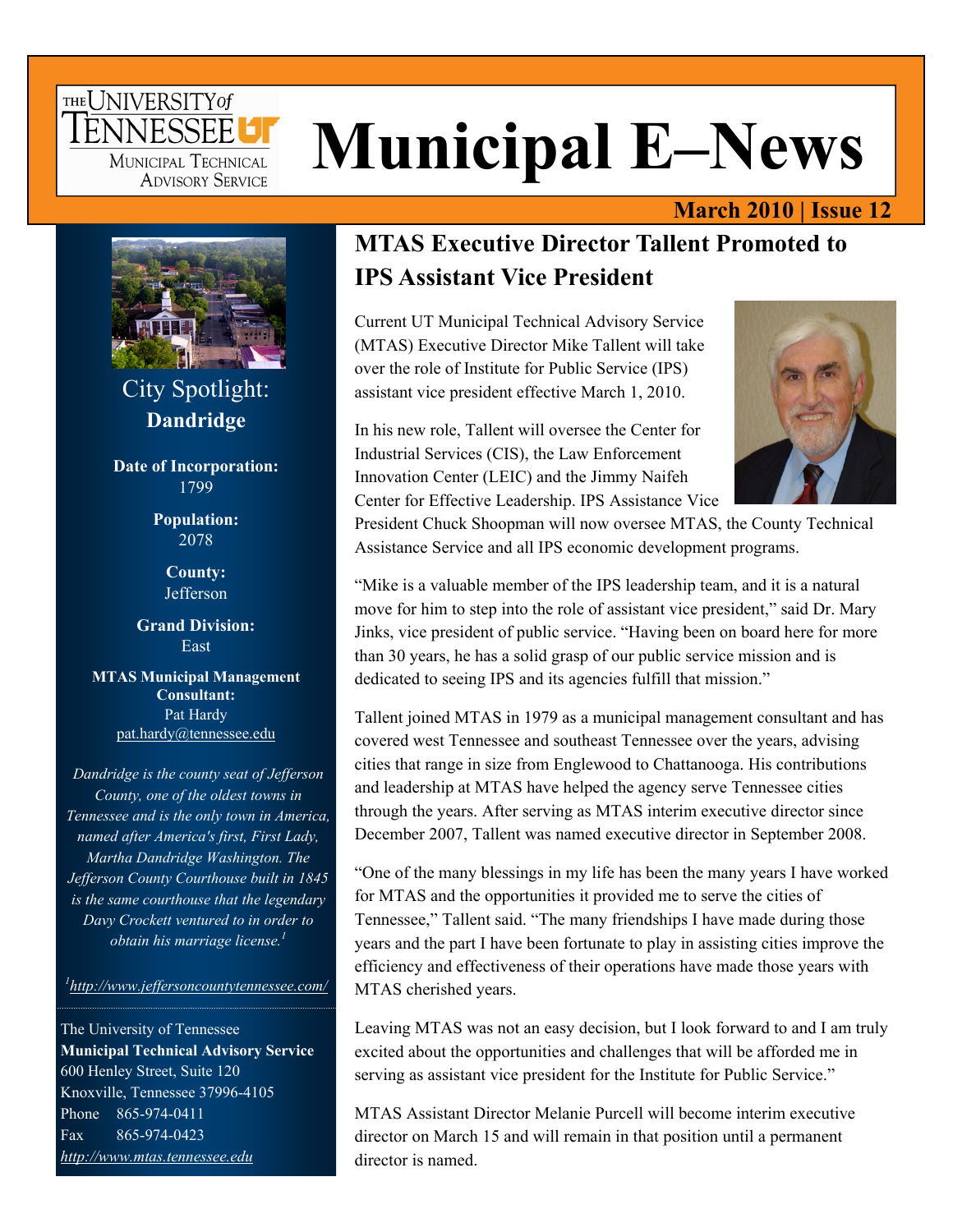# Municipal E–News

**March 2010 | Issue 12**

## MTAS Executive Director Tallent Promoted to IPS Assistant Vice President

Current UT Municipal Technical Advisory Service (MTAS) Executive Director Mike Tallent will take over the role of Institute for Public Service (IPS) assistant vice president effective March 1, 2010.

In his new role, Tallent will oversee the Center for Industrial Services (CIS), the Law Enforcement Innovation Center (LEIC) and the Jimmy Naifeh Center for Effective Leadership. IPS Assistance Vice President Chuck Shoopman will now oversee MTAS, the County Technical Assistance Service and all IPS economic development programs.

"Mike is a valuable member of the IPS leadership team, and it is a natural move for him to step into the role of assistant vice president," said Dr. Mary Jinks, vice president of public service. "Having been on board here for more than 30 years, he has a solid grasp of our public service mission and is dedicated to seeing IPS and its agencies fulfill that mission."

Tallent joined MTAS in 1979 as a municipal management consultant and has covered west Tennessee and southeast Tennessee over the years, advising cities that range in size from Englewood to Chattanooga. His contributions and leadership at MTAS have helped the agency serve Tennessee cities through the years. After serving as MTAS interim executive director since December 2007, Tallent was named executive director in September 2008.

"One of the many blessings in my life has been the many years I have worked for MTAS and the opportunities it provided me to serve the cities of Tennessee," Tallent said. "The many friendships I have made during those years and the part I have been fortunate to play in assisting cities improve the efficiency and effectiveness of their operations have made those years with MTAS cherished years.

Leaving MTAS was not an easy decision, but I look forward to and I am truly excited about the opportunities and challenges that will be afforded me in serving as assistant vice president for the Institute for Public Service."

MTAS Assistant Director Melanie Purcell will become interim executive director on March 15 and will remain in that position until a permanent director is named.

---

City Spotlight:
**Dandridge**

**Date of Incorporation:** 1799

**Population:** 2078

**County:** Jefferson

**Grand Division:** East

**MTAS Municipal Management Consultant:** Pat Hardy
pat.hardy@tennessee.edu

*Dandridge is the county seat of Jefferson County, one of the oldest towns in Tennessee and is the only town in America, named after America's first, First Lady, Martha Dandridge Washington. The Jefferson County Courthouse built in 1845 is the same courthouse that the legendary Davy Crockett ventured to in order to obtain his marriage license.[1]*

[1] http://www.jeffersoncountytennessee.com/

---

The University of Tennessee
**Municipal Technical Advisory Service**
600 Henley Street, Suite 120
Knoxville, Tennessee 37996-4105
Phone 865-974-0411
Fax 865-974-0423
http://www.mtas.tennessee.edu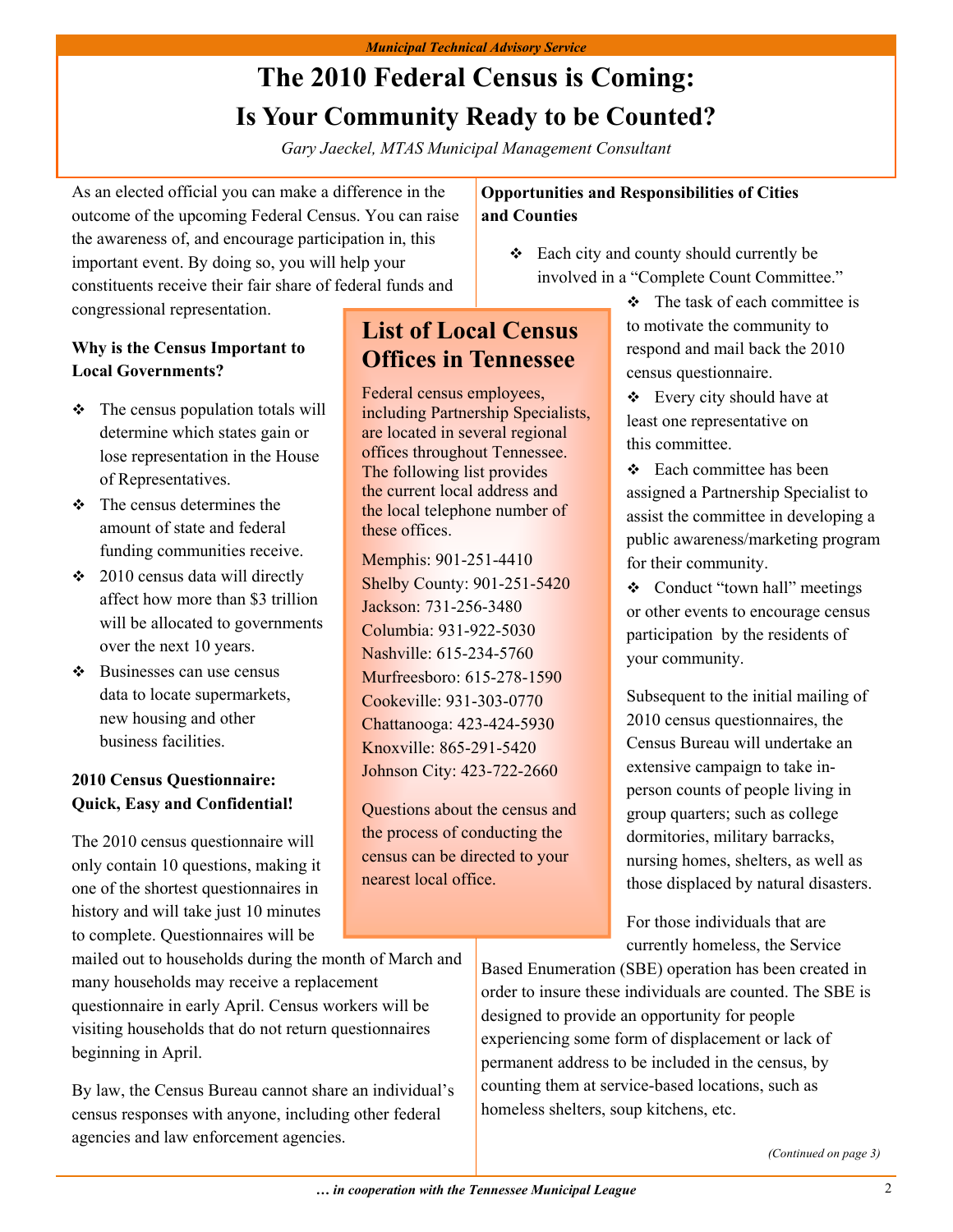# The 2010 Federal Census is Coming: Is Your Community Ready to be Counted?

*Gary Jaeckel, MTAS Municipal Management Consultant*

As an elected official you can make a difference in the outcome of the upcoming Federal Census. You can raise the awareness of, and encourage participation in, this important event. By doing so, you will help your constituents receive their fair share of federal funds and congressional representation.

**Why is the Census Important to Local Governments?**

- The census population totals will determine which states gain or lose representation in the House of Representatives.
- The census determines the amount of state and federal funding communities receive.
- 2010 census data will directly affect how more than $3 trillion will be allocated to governments over the next 10 years.
- Businesses can use census data to locate supermarkets, new housing and other business facilities.

**2010 Census Questionnaire: Quick, Easy and Confidential!**

The 2010 census questionnaire will only contain 10 questions, making it one of the shortest questionnaires in history and will take just 10 minutes to complete. Questionnaires will be mailed out to households during the month of March and many households may receive a replacement questionnaire in early April. Census workers will be visiting households that do not return questionnaires beginning in April.

By law, the Census Bureau cannot share an individual's census responses with anyone, including other federal agencies and law enforcement agencies.

## List of Local Census Offices in Tennessee

Federal census employees, including Partnership Specialists, are located in several regional offices throughout Tennessee. The following list provides the current local address and the local telephone number of these offices.

Memphis: 901-251-4410
Shelby County: 901-251-5420
Jackson: 731-256-3480
Columbia: 931-922-5030
Nashville: 615-234-5760
Murfreesboro: 615-278-1590
Cookeville: 931-303-0770
Chattanooga: 423-424-5930
Knoxville: 865-291-5420
Johnson City: 423-722-2660

Questions about the census and the process of conducting the census can be directed to your nearest local office.

**Opportunities and Responsibilities of Cities and Counties**

- Each city and county should currently be involved in a "Complete Count Committee."
- The task of each committee is to motivate the community to respond and mail back the 2010 census questionnaire.
- Every city should have at least one representative on this committee.
- Each committee has been assigned a Partnership Specialist to assist the committee in developing a public awareness/marketing program for their community.
- Conduct "town hall" meetings or other events to encourage census participation by the residents of your community.

Subsequent to the initial mailing of 2010 census questionnaires, the Census Bureau will undertake an extensive campaign to take in-person counts of people living in group quarters; such as college dormitories, military barracks, nursing homes, shelters, as well as those displaced by natural disasters.

For those individuals that are currently homeless, the Service Based Enumeration (SBE) operation has been created in order to insure these individuals are counted. The SBE is designed to provide an opportunity for people experiencing some form of displacement or lack of permanent address to be included in the census, by counting them at service-based locations, such as homeless shelters, soup kitchens, etc.

*(Continued on page 3)*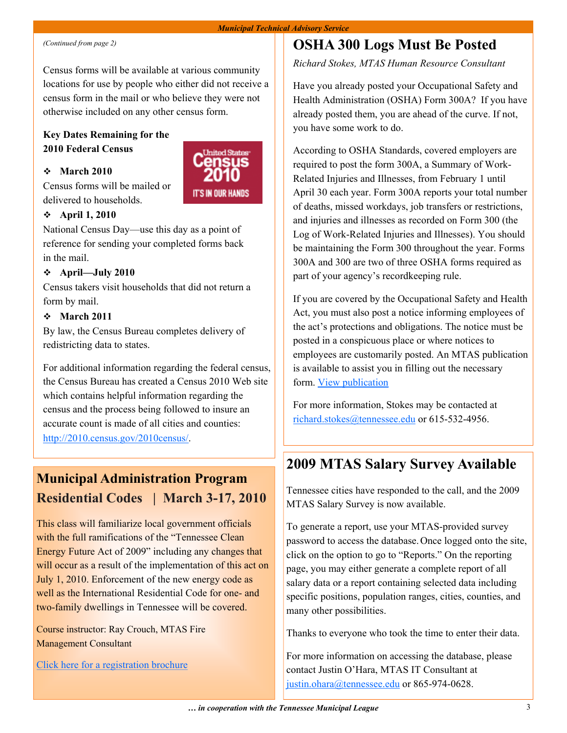*(Continued from page 2)*

Census forms will be available at various community locations for use by people who either did not receive a census form in the mail or who believe they were not otherwise included on any other census form.

**Key Dates Remaining for the 2010 Federal Census**

- **March 2010**
Census forms will be mailed or delivered to households.
- **April 1, 2010**
National Census Day—use this day as a point of reference for sending your completed forms back in the mail.
- **April—July 2010**
Census takers visit households that did not return a form by mail.
- **March 2011**
By law, the Census Bureau completes delivery of redistricting data to states.

For additional information regarding the federal census, the Census Bureau has created a Census 2010 Web site which contains helpful information regarding the census and the process being followed to insure an accurate count is made of all cities and counties: http://2010.census.gov/2010census/.

## Municipal Administration Program Residential Codes | March 3-17, 2010

This class will familiarize local government officials with the full ramifications of the "Tennessee Clean Energy Future Act of 2009" including any changes that will occur as a result of the implementation of this act on July 1, 2010. Enforcement of the new energy code as well as the International Residential Code for one- and two-family dwellings in Tennessee will be covered.

Course instructor: Ray Crouch, MTAS Fire Management Consultant

Click here for a registration brochure

## OSHA 300 Logs Must Be Posted

*Richard Stokes, MTAS Human Resource Consultant*

Have you already posted your Occupational Safety and Health Administration (OSHA) Form 300A? If you have already posted them, you are ahead of the curve. If not, you have some work to do.

According to OSHA Standards, covered employers are required to post the form 300A, a Summary of Work-Related Injuries and Illnesses, from February 1 until April 30 each year. Form 300A reports your total number of deaths, missed workdays, job transfers or restrictions, and injuries and illnesses as recorded on Form 300 (the Log of Work-Related Injuries and Illnesses). You should be maintaining the Form 300 throughout the year. Forms 300A and 300 are two of three OSHA forms required as part of your agency's recordkeeping rule.

If you are covered by the Occupational Safety and Health Act, you must also post a notice informing employees of the act's protections and obligations. The notice must be posted in a conspicuous place or where notices to employees are customarily posted. An MTAS publication is available to assist you in filling out the necessary form. View publication

For more information, Stokes may be contacted at richard.stokes@tennessee.edu or 615-532-4956.

## 2009 MTAS Salary Survey Available

Tennessee cities have responded to the call, and the 2009 MTAS Salary Survey is now available.

To generate a report, use your MTAS-provided survey password to access the database. Once logged onto the site, click on the option to go to "Reports." On the reporting page, you may either generate a complete report of all salary data or a report containing selected data including specific positions, population ranges, cities, counties, and many other possibilities.

Thanks to everyone who took the time to enter their data.

For more information on accessing the database, please contact Justin O'Hara, MTAS IT Consultant at justin.ohara@tennessee.edu or 865-974-0628.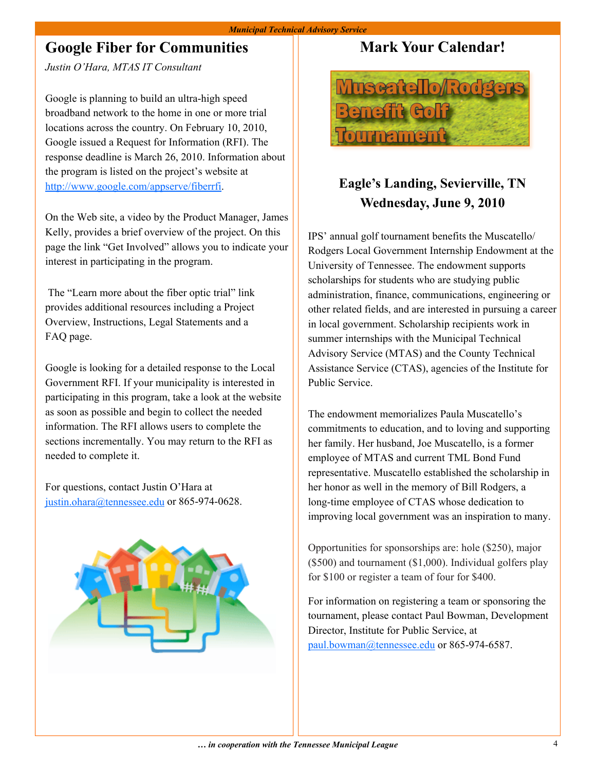## Google Fiber for Communities

*Justin O'Hara, MTAS IT Consultant*

Google is planning to build an ultra-high speed broadband network to the home in one or more trial locations across the country. On February 10, 2010, Google issued a Request for Information (RFI). The response deadline is March 26, 2010. Information about the program is listed on the project's website at http://www.google.com/appserve/fiberrfi.

On the Web site, a video by the Product Manager, James Kelly, provides a brief overview of the project. On this page the link "Get Involved" allows you to indicate your interest in participating in the program.

The "Learn more about the fiber optic trial" link provides additional resources including a Project Overview, Instructions, Legal Statements and a FAQ page.

Google is looking for a detailed response to the Local Government RFI. If your municipality is interested in participating in this program, take a look at the website as soon as possible and begin to collect the needed information. The RFI allows users to complete the sections incrementally. You may return to the RFI as needed to complete it.

For questions, contact Justin O'Hara at justin.ohara@tennessee.edu or 865-974-0628.

## Mark Your Calendar!

**Muscatello/Rodgers Benefit Golf Tournament**

### Eagle's Landing, Sevierville, TN
### Wednesday, June 9, 2010

IPS' annual golf tournament benefits the Muscatello/Rodgers Local Government Internship Endowment at the University of Tennessee. The endowment supports scholarships for students who are studying public administration, finance, communications, engineering or other related fields, and are interested in pursuing a career in local government. Scholarship recipients work in summer internships with the Municipal Technical Advisory Service (MTAS) and the County Technical Assistance Service (CTAS), agencies of the Institute for Public Service.

The endowment memorializes Paula Muscatello's commitments to education, and to loving and supporting her family. Her husband, Joe Muscatello, is a former employee of MTAS and current TML Bond Fund representative. Muscatello established the scholarship in her honor as well in the memory of Bill Rodgers, a long-time employee of CTAS whose dedication to improving local government was an inspiration to many.

Opportunities for sponsorships are: hole ($250), major ($500) and tournament ($1,000). Individual golfers play for $100 or register a team of four for $400.

For information on registering a team or sponsoring the tournament, please contact Paul Bowman, Development Director, Institute for Public Service, at paul.bowman@tennessee.edu or 865-974-6587.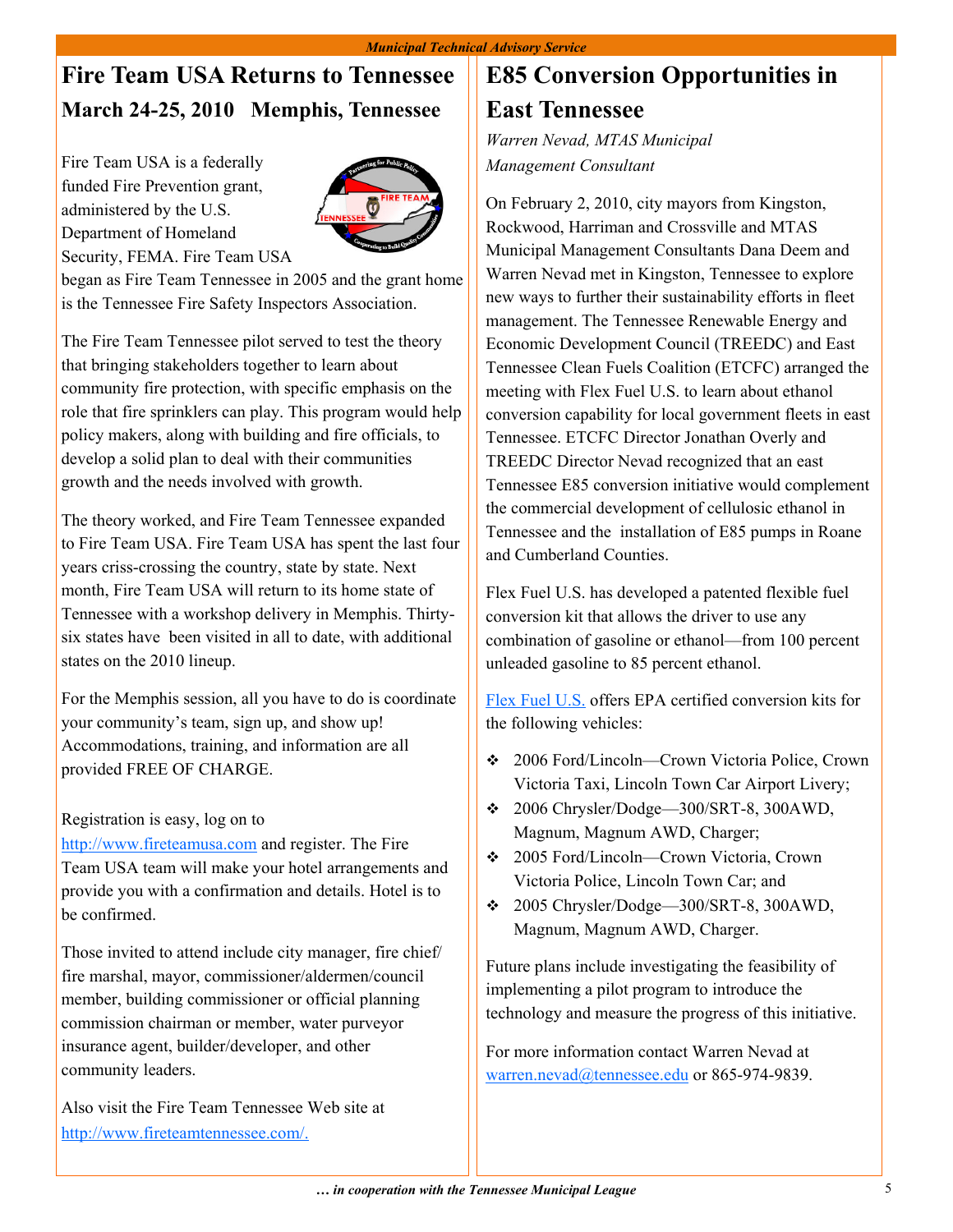# Fire Team USA Returns to Tennessee

## March 24-25, 2010   Memphis, Tennessee

Fire Team USA is a federally funded Fire Prevention grant, administered by the U.S. Department of Homeland Security, FEMA. Fire Team USA began as Fire Team Tennessee in 2005 and the grant home is the Tennessee Fire Safety Inspectors Association.

The Fire Team Tennessee pilot served to test the theory that bringing stakeholders together to learn about community fire protection, with specific emphasis on the role that fire sprinklers can play. This program would help policy makers, along with building and fire officials, to develop a solid plan to deal with their communities growth and the needs involved with growth.

The theory worked, and Fire Team Tennessee expanded to Fire Team USA. Fire Team USA has spent the last four years criss-crossing the country, state by state. Next month, Fire Team USA will return to its home state of Tennessee with a workshop delivery in Memphis. Thirty-six states have been visited in all to date, with additional states on the 2010 lineup.

For the Memphis session, all you have to do is coordinate your community's team, sign up, and show up! Accommodations, training, and information are all provided FREE OF CHARGE.

Registration is easy, log on to http://www.fireteamusa.com and register. The Fire Team USA team will make your hotel arrangements and provide you with a confirmation and details. Hotel is to be confirmed.

Those invited to attend include city manager, fire chief/ fire marshal, mayor, commissioner/aldermen/council member, building commissioner or official planning commission chairman or member, water purveyor insurance agent, builder/developer, and other community leaders.

Also visit the Fire Team Tennessee Web site at http://www.fireteamtennessee.com/.

# E85 Conversion Opportunities in East Tennessee

*Warren Nevad, MTAS Municipal Management Consultant*

On February 2, 2010, city mayors from Kingston, Rockwood, Harriman and Crossville and MTAS Municipal Management Consultants Dana Deem and Warren Nevad met in Kingston, Tennessee to explore new ways to further their sustainability efforts in fleet management. The Tennessee Renewable Energy and Economic Development Council (TREEDC) and East Tennessee Clean Fuels Coalition (ETCFC) arranged the meeting with Flex Fuel U.S. to learn about ethanol conversion capability for local government fleets in east Tennessee. ETCFC Director Jonathan Overly and TREEDC Director Nevad recognized that an east Tennessee E85 conversion initiative would complement the commercial development of cellulosic ethanol in Tennessee and the installation of E85 pumps in Roane and Cumberland Counties.

Flex Fuel U.S. has developed a patented flexible fuel conversion kit that allows the driver to use any combination of gasoline or ethanol—from 100 percent unleaded gasoline to 85 percent ethanol.

Flex Fuel U.S. offers EPA certified conversion kits for the following vehicles:

- 2006 Ford/Lincoln—Crown Victoria Police, Crown Victoria Taxi, Lincoln Town Car Airport Livery;
- 2006 Chrysler/Dodge—300/SRT-8, 300AWD, Magnum, Magnum AWD, Charger;
- 2005 Ford/Lincoln—Crown Victoria, Crown Victoria Police, Lincoln Town Car; and
- 2005 Chrysler/Dodge—300/SRT-8, 300AWD, Magnum, Magnum AWD, Charger.

Future plans include investigating the feasibility of implementing a pilot program to introduce the technology and measure the progress of this initiative.

For more information contact Warren Nevad at warren.nevad@tennessee.edu or 865-974-9839.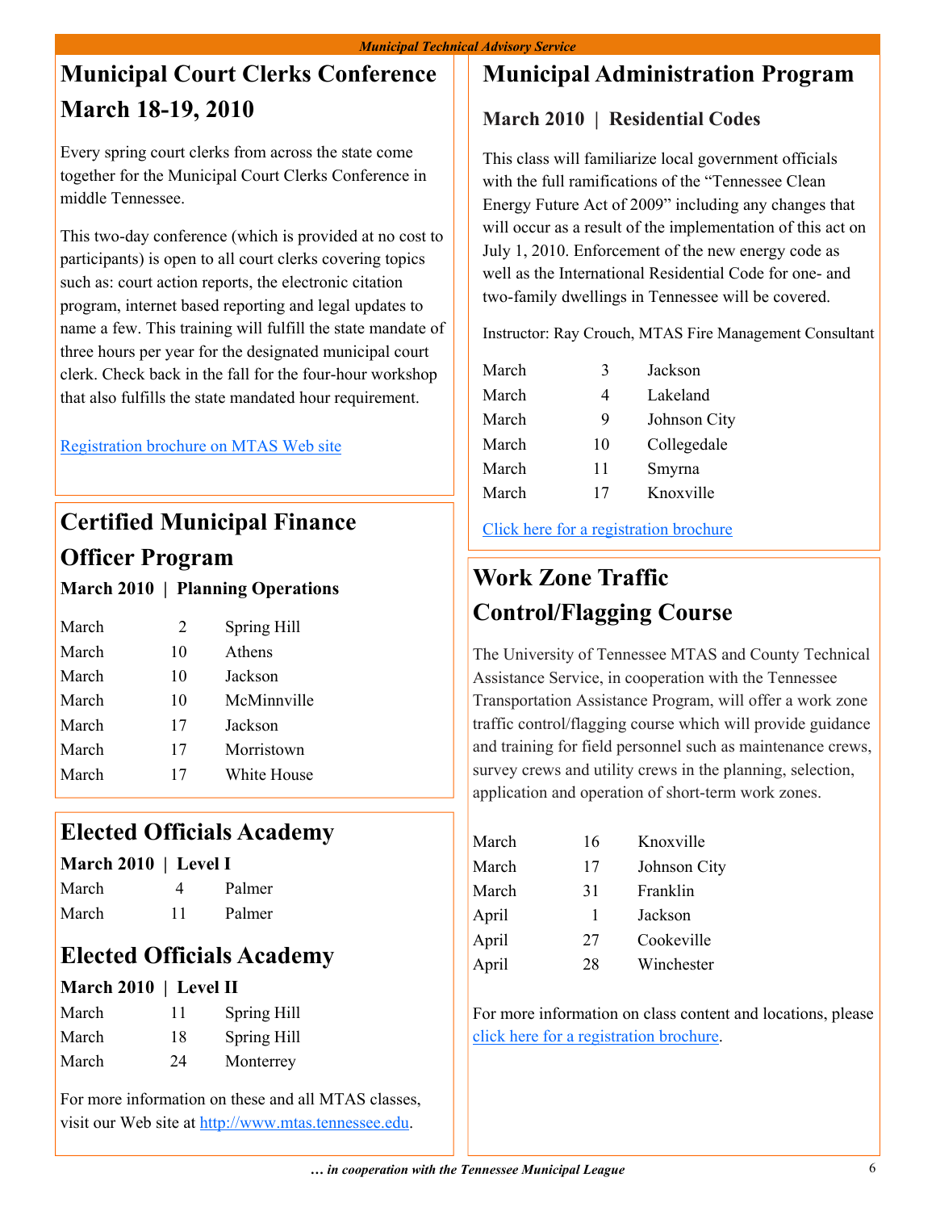## Municipal Court Clerks Conference March 18-19, 2010

Every spring court clerks from across the state come together for the Municipal Court Clerks Conference in middle Tennessee.

This two-day conference (which is provided at no cost to participants) is open to all court clerks covering topics such as: court action reports, the electronic citation program, internet based reporting and legal updates to name a few. This training will fulfill the state mandate of three hours per year for the designated municipal court clerk. Check back in the fall for the four-hour workshop that also fulfills the state mandated hour requirement.

Registration brochure on MTAS Web site

## Certified Municipal Finance Officer Program

**March 2010 | Planning Operations**

| | | |
|---|---|---|
| March | 2 | Spring Hill |
| March | 10 | Athens |
| March | 10 | Jackson |
| March | 10 | McMinnville |
| March | 17 | Jackson |
| March | 17 | Morristown |
| March | 17 | White House |

## Elected Officials Academy

**March 2010 | Level I**

| | | |
|---|---|---|
| March | 4 | Palmer |
| March | 11 | Palmer |

## Elected Officials Academy

**March 2010 | Level II**

| | | |
|---|---|---|
| March | 11 | Spring Hill |
| March | 18 | Spring Hill |
| March | 24 | Monterrey |

For more information on these and all MTAS classes, visit our Web site at http://www.mtas.tennessee.edu.

## Municipal Administration Program

### March 2010 | Residential Codes

This class will familiarize local government officials with the full ramifications of the "Tennessee Clean Energy Future Act of 2009" including any changes that will occur as a result of the implementation of this act on July 1, 2010. Enforcement of the new energy code as well as the International Residential Code for one- and two-family dwellings in Tennessee will be covered.

Instructor: Ray Crouch, MTAS Fire Management Consultant

| | | |
|---|---|---|
| March | 3 | Jackson |
| March | 4 | Lakeland |
| March | 9 | Johnson City |
| March | 10 | Collegedale |
| March | 11 | Smyrna |
| March | 17 | Knoxville |

Click here for a registration brochure

## Work Zone Traffic Control/Flagging Course

The University of Tennessee MTAS and County Technical Assistance Service, in cooperation with the Tennessee Transportation Assistance Program, will offer a work zone traffic control/flagging course which will provide guidance and training for field personnel such as maintenance crews, survey crews and utility crews in the planning, selection, application and operation of short-term work zones.

| | | |
|---|---|---|
| March | 16 | Knoxville |
| March | 17 | Johnson City |
| March | 31 | Franklin |
| April | 1 | Jackson |
| April | 27 | Cookeville |
| April | 28 | Winchester |

For more information on class content and locations, please click here for a registration brochure.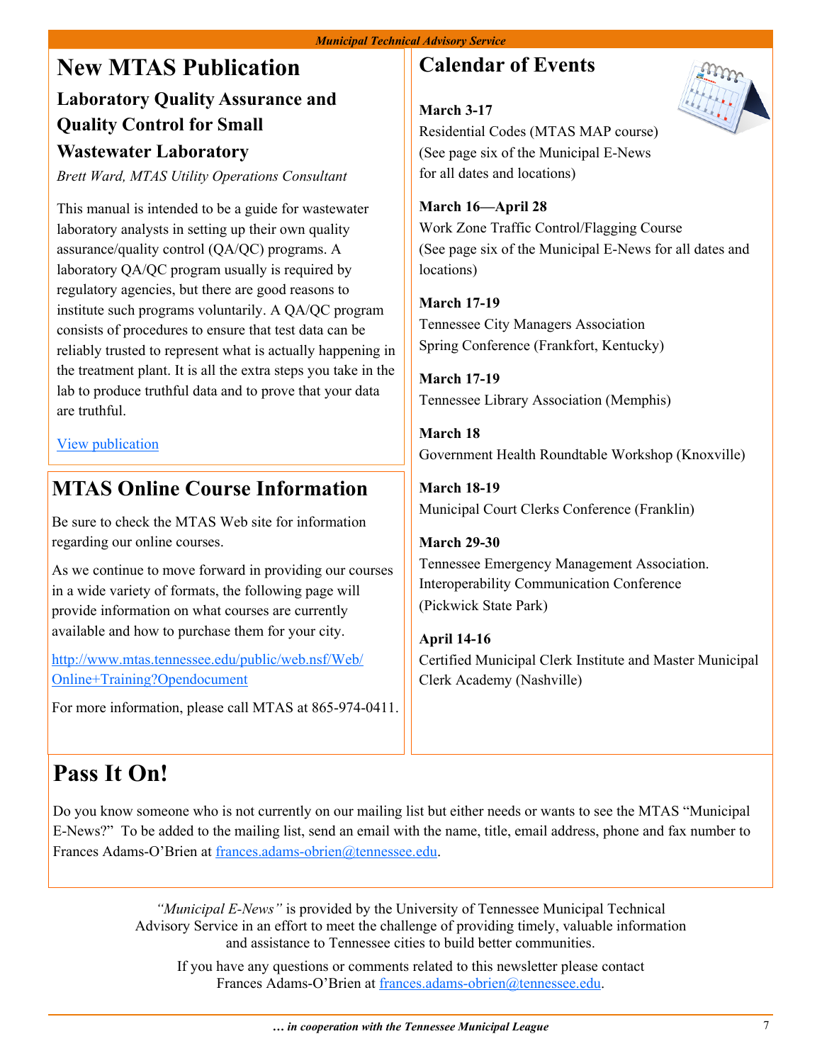# New MTAS Publication

### Laboratory Quality Assurance and Quality Control for Small Wastewater Laboratory

*Brett Ward, MTAS Utility Operations Consultant*

This manual is intended to be a guide for wastewater laboratory analysts in setting up their own quality assurance/quality control (QA/QC) programs. A laboratory QA/QC program usually is required by regulatory agencies, but there are good reasons to institute such programs voluntarily. A QA/QC program consists of procedures to ensure that test data can be reliably trusted to represent what is actually happening in the treatment plant. It is all the extra steps you take in the lab to produce truthful data and to prove that your data are truthful.

[View publication]

## MTAS Online Course Information

Be sure to check the MTAS Web site for information regarding our online courses.

As we continue to move forward in providing our courses in a wide variety of formats, the following page will provide information on what courses are currently available and how to purchase them for your city.

http://www.mtas.tennessee.edu/public/web.nsf/Web/Online+Training?Opendocument

For more information, please call MTAS at 865-974-0411.

## Calendar of Events

**March 3-17**
Residential Codes (MTAS MAP course)
(See page six of the Municipal E-News for all dates and locations)

**March 16—April 28**
Work Zone Traffic Control/Flagging Course
(See page six of the Municipal E-News for all dates and locations)

**March 17-19**
Tennessee City Managers Association Spring Conference (Frankfort, Kentucky)

**March 17-19**
Tennessee Library Association (Memphis)

**March 18**
Government Health Roundtable Workshop (Knoxville)

**March 18-19**
Municipal Court Clerks Conference (Franklin)

**March 29-30**
Tennessee Emergency Management Association. Interoperability Communication Conference (Pickwick State Park)

**April 14-16**
Certified Municipal Clerk Institute and Master Municipal Clerk Academy (Nashville)

# Pass It On!

Do you know someone who is not currently on our mailing list but either needs or wants to see the MTAS "Municipal E-News?" To be added to the mailing list, send an email with the name, title, email address, phone and fax number to Frances Adams-O'Brien at frances.adams-obrien@tennessee.edu.

*"Municipal E-News"* is provided by the University of Tennessee Municipal Technical Advisory Service in an effort to meet the challenge of providing timely, valuable information and assistance to Tennessee cities to build better communities.

If you have any questions or comments related to this newsletter please contact Frances Adams-O'Brien at frances.adams-obrien@tennessee.edu.